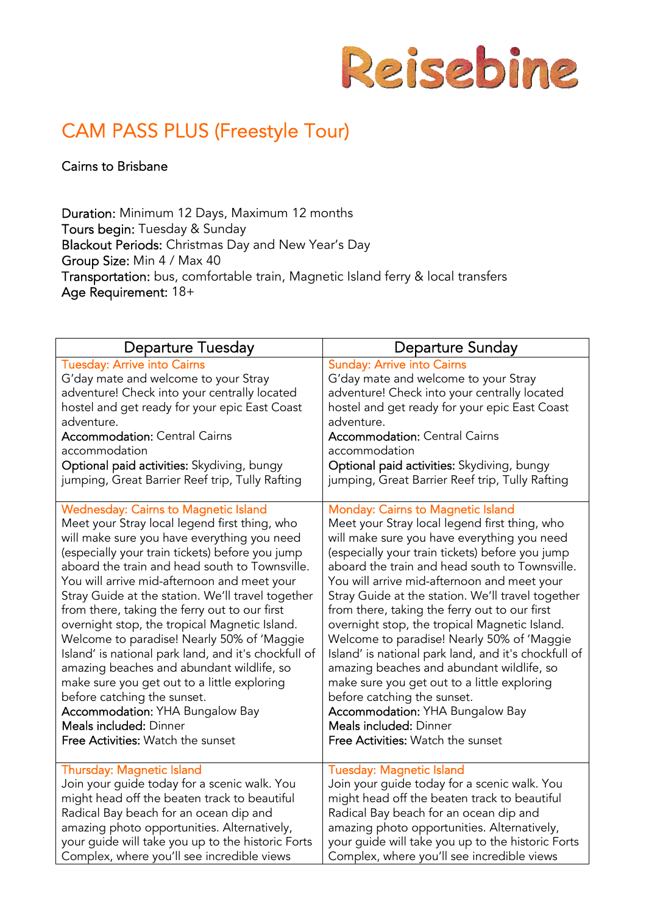Reisebine

# CAM PASS PLUS (Freestyle Tour)

Cairns to Brisbane

**Duration:** Minimum 12 Days, Maximum 12 months
**Tours begin:** Tuesday & Sunday
**Blackout Periods:** Christmas Day and New Year's Day
**Group Size:** Min 4 / Max 40
**Transportation:** bus, comfortable train, Magnetic Island ferry & local transfers
**Age Requirement:** 18+

| Departure Tuesday | Departure Sunday |
| --- | --- |
| Tuesday: Arrive into Cairns<br>G'day mate and welcome to your Stray adventure! Check into your centrally located hostel and get ready for your epic East Coast adventure.<br>**Accommodation:** Central Cairns accommodation<br>**Optional paid activities:** Skydiving, bungy jumping, Great Barrier Reef trip, Tully Rafting | Sunday: Arrive into Cairns<br>G'day mate and welcome to your Stray adventure! Check into your centrally located hostel and get ready for your epic East Coast adventure.<br>**Accommodation:** Central Cairns accommodation<br>**Optional paid activities:** Skydiving, bungy jumping, Great Barrier Reef trip, Tully Rafting |
| Wednesday: Cairns to Magnetic Island<br>Meet your Stray local legend first thing, who will make sure you have everything you need (especially your train tickets) before you jump aboard the train and head south to Townsville. You will arrive mid-afternoon and meet your Stray Guide at the station. We'll travel together from there, taking the ferry out to our first overnight stop, the tropical Magnetic Island. Welcome to paradise! Nearly 50% of 'Maggie Island' is national park land, and it's chockfull of amazing beaches and abundant wildlife, so make sure you get out to a little exploring before catching the sunset.<br>**Accommodation:** YHA Bungalow Bay<br>**Meals included:** Dinner<br>**Free Activities:** Watch the sunset | Monday: Cairns to Magnetic Island<br>Meet your Stray local legend first thing, who will make sure you have everything you need (especially your train tickets) before you jump aboard the train and head south to Townsville. You will arrive mid-afternoon and meet your Stray Guide at the station. We'll travel together from there, taking the ferry out to our first overnight stop, the tropical Magnetic Island. Welcome to paradise! Nearly 50% of 'Maggie Island' is national park land, and it's chockfull of amazing beaches and abundant wildlife, so make sure you get out to a little exploring before catching the sunset.<br>**Accommodation:** YHA Bungalow Bay<br>**Meals included:** Dinner<br>**Free Activities:** Watch the sunset |
| Thursday: Magnetic Island<br>Join your guide today for a scenic walk. You might head off the beaten track to beautiful Radical Bay beach for an ocean dip and amazing photo opportunities. Alternatively, your guide will take you up to the historic Forts Complex, where you'll see incredible views | Tuesday: Magnetic Island<br>Join your guide today for a scenic walk. You might head off the beaten track to beautiful Radical Bay beach for an ocean dip and amazing photo opportunities. Alternatively, your guide will take you up to the historic Forts Complex, where you'll see incredible views |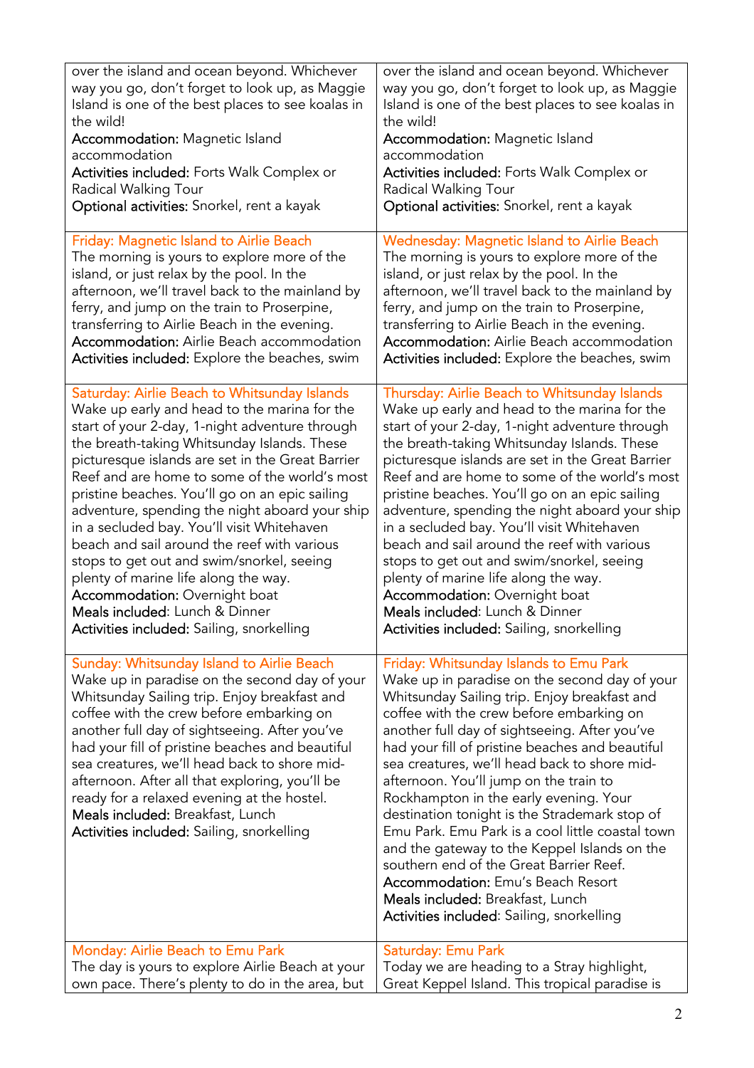| | |
|---|---|
| over the island and ocean beyond. Whichever way you go, don't forget to look up, as Maggie Island is one of the best places to see koalas in the wild!<br>**Accommodation:** Magnetic Island accommodation<br>**Activities included:** Forts Walk Complex or Radical Walking Tour<br>**Optional activities:** Snorkel, rent a kayak | over the island and ocean beyond. Whichever way you go, don't forget to look up, as Maggie Island is one of the best places to see koalas in the wild!<br>**Accommodation:** Magnetic Island accommodation<br>**Activities included:** Forts Walk Complex or Radical Walking Tour<br>**Optional activities:** Snorkel, rent a kayak |
| **Friday: Magnetic Island to Airlie Beach**<br>The morning is yours to explore more of the island, or just relax by the pool. In the afternoon, we'll travel back to the mainland by ferry, and jump on the train to Proserpine, transferring to Airlie Beach in the evening.<br>**Accommodation:** Airlie Beach accommodation<br>**Activities included:** Explore the beaches, swim | **Wednesday: Magnetic Island to Airlie Beach**<br>The morning is yours to explore more of the island, or just relax by the pool. In the afternoon, we'll travel back to the mainland by ferry, and jump on the train to Proserpine, transferring to Airlie Beach in the evening.<br>**Accommodation:** Airlie Beach accommodation<br>**Activities included:** Explore the beaches, swim |
| **Saturday: Airlie Beach to Whitsunday Islands**<br>Wake up early and head to the marina for the start of your 2-day, 1-night adventure through the breath-taking Whitsunday Islands. These picturesque islands are set in the Great Barrier Reef and are home to some of the world's most pristine beaches. You'll go on an epic sailing adventure, spending the night aboard your ship in a secluded bay. You'll visit Whitehaven beach and sail around the reef with various stops to get out and swim/snorkel, seeing plenty of marine life along the way.<br>**Accommodation:** Overnight boat<br>**Meals included**: Lunch & Dinner<br>**Activities included:** Sailing, snorkelling | **Thursday: Airlie Beach to Whitsunday Islands**<br>Wake up early and head to the marina for the start of your 2-day, 1-night adventure through the breath-taking Whitsunday Islands. These picturesque islands are set in the Great Barrier Reef and are home to some of the world's most pristine beaches. You'll go on an epic sailing adventure, spending the night aboard your ship in a secluded bay. You'll visit Whitehaven beach and sail around the reef with various stops to get out and swim/snorkel, seeing plenty of marine life along the way.<br>**Accommodation:** Overnight boat<br>**Meals included**: Lunch & Dinner<br>**Activities included:** Sailing, snorkelling |
| **Sunday: Whitsunday Island to Airlie Beach**<br>Wake up in paradise on the second day of your Whitsunday Sailing trip. Enjoy breakfast and coffee with the crew before embarking on another full day of sightseeing. After you've had your fill of pristine beaches and beautiful sea creatures, we'll head back to shore mid-afternoon. After all that exploring, you'll be ready for a relaxed evening at the hostel.<br>**Meals included:** Breakfast, Lunch<br>**Activities included:** Sailing, snorkelling | **Friday: Whitsunday Islands to Emu Park**<br>Wake up in paradise on the second day of your Whitsunday Sailing trip. Enjoy breakfast and coffee with the crew before embarking on another full day of sightseeing. After you've had your fill of pristine beaches and beautiful sea creatures, we'll head back to shore mid-afternoon. You'll jump on the train to Rockhampton in the early evening. Your destination tonight is the Strademark stop of Emu Park. Emu Park is a cool little coastal town and the gateway to the Keppel Islands on the southern end of the Great Barrier Reef.<br>**Accommodation:** Emu's Beach Resort<br>**Meals included:** Breakfast, Lunch<br>**Activities included**: Sailing, snorkelling |
| **Monday: Airlie Beach to Emu Park**<br>The day is yours to explore Airlie Beach at your own pace. There's plenty to do in the area, but | **Saturday: Emu Park**<br>Today we are heading to a Stray highlight, Great Keppel Island. This tropical paradise is |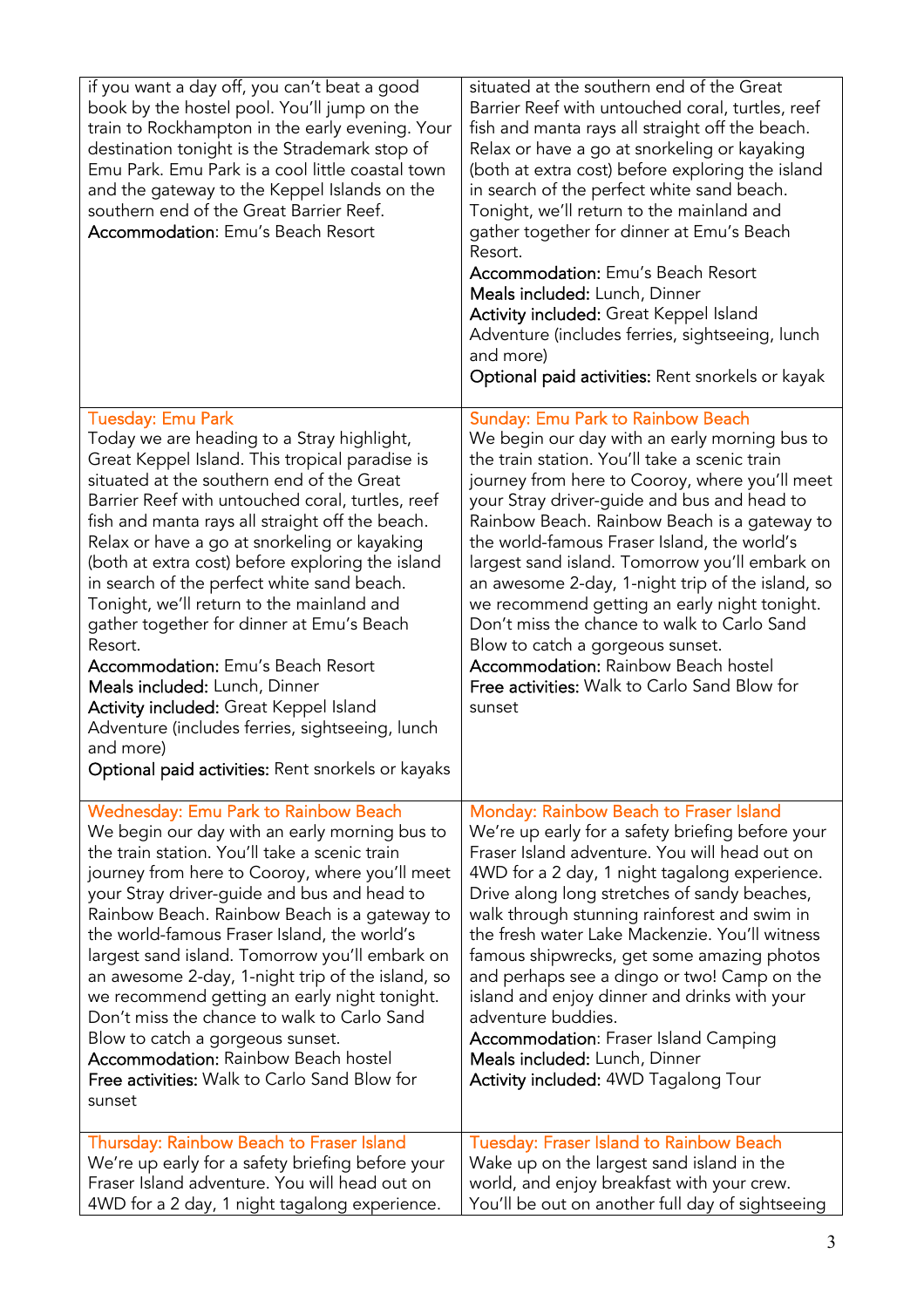| | |
|---|---|
| if you want a day off, you can't beat a good book by the hostel pool. You'll jump on the train to Rockhampton in the early evening. Your destination tonight is the Strademark stop of Emu Park. Emu Park is a cool little coastal town and the gateway to the Keppel Islands on the southern end of the Great Barrier Reef.<br>Accommodation: Emu's Beach Resort | situated at the southern end of the Great Barrier Reef with untouched coral, turtles, reef fish and manta rays all straight off the beach. Relax or have a go at snorkeling or kayaking (both at extra cost) before exploring the island in search of the perfect white sand beach. Tonight, we'll return to the mainland and gather together for dinner at Emu's Beach Resort.<br>Accommodation: Emu's Beach Resort<br>Meals included: Lunch, Dinner<br>Activity included: Great Keppel Island Adventure (includes ferries, sightseeing, lunch and more)<br>Optional paid activities: Rent snorkels or kayak |
| Tuesday: Emu Park<br>Today we are heading to a Stray highlight, Great Keppel Island. This tropical paradise is situated at the southern end of the Great Barrier Reef with untouched coral, turtles, reef fish and manta rays all straight off the beach. Relax or have a go at snorkeling or kayaking (both at extra cost) before exploring the island in search of the perfect white sand beach. Tonight, we'll return to the mainland and gather together for dinner at Emu's Beach Resort.<br>Accommodation: Emu's Beach Resort<br>Meals included: Lunch, Dinner<br>Activity included: Great Keppel Island Adventure (includes ferries, sightseeing, lunch and more)<br>Optional paid activities: Rent snorkels or kayaks | Sunday: Emu Park to Rainbow Beach<br>We begin our day with an early morning bus to the train station. You'll take a scenic train journey from here to Cooroy, where you'll meet your Stray driver-guide and bus and head to Rainbow Beach. Rainbow Beach is a gateway to the world-famous Fraser Island, the world's largest sand island. Tomorrow you'll embark on an awesome 2-day, 1-night trip of the island, so we recommend getting an early night tonight. Don't miss the chance to walk to Carlo Sand Blow to catch a gorgeous sunset.<br>Accommodation: Rainbow Beach hostel<br>Free activities: Walk to Carlo Sand Blow for sunset |
| Wednesday: Emu Park to Rainbow Beach<br>We begin our day with an early morning bus to the train station. You'll take a scenic train journey from here to Cooroy, where you'll meet your Stray driver-guide and bus and head to Rainbow Beach. Rainbow Beach is a gateway to the world-famous Fraser Island, the world's largest sand island. Tomorrow you'll embark on an awesome 2-day, 1-night trip of the island, so we recommend getting an early night tonight. Don't miss the chance to walk to Carlo Sand Blow to catch a gorgeous sunset.<br>Accommodation: Rainbow Beach hostel<br>Free activities: Walk to Carlo Sand Blow for sunset | Monday: Rainbow Beach to Fraser Island<br>We're up early for a safety briefing before your Fraser Island adventure. You will head out on 4WD for a 2 day, 1 night tagalong experience. Drive along long stretches of sandy beaches, walk through stunning rainforest and swim in the fresh water Lake Mackenzie. You'll witness famous shipwrecks, get some amazing photos and perhaps see a dingo or two! Camp on the island and enjoy dinner and drinks with your adventure buddies.<br>Accommodation: Fraser Island Camping<br>Meals included: Lunch, Dinner<br>Activity included: 4WD Tagalong Tour |
| Thursday: Rainbow Beach to Fraser Island<br>We're up early for a safety briefing before your Fraser Island adventure. You will head out on 4WD for a 2 day, 1 night tagalong experience. | Tuesday: Fraser Island to Rainbow Beach<br>Wake up on the largest sand island in the world, and enjoy breakfast with your crew. You'll be out on another full day of sightseeing |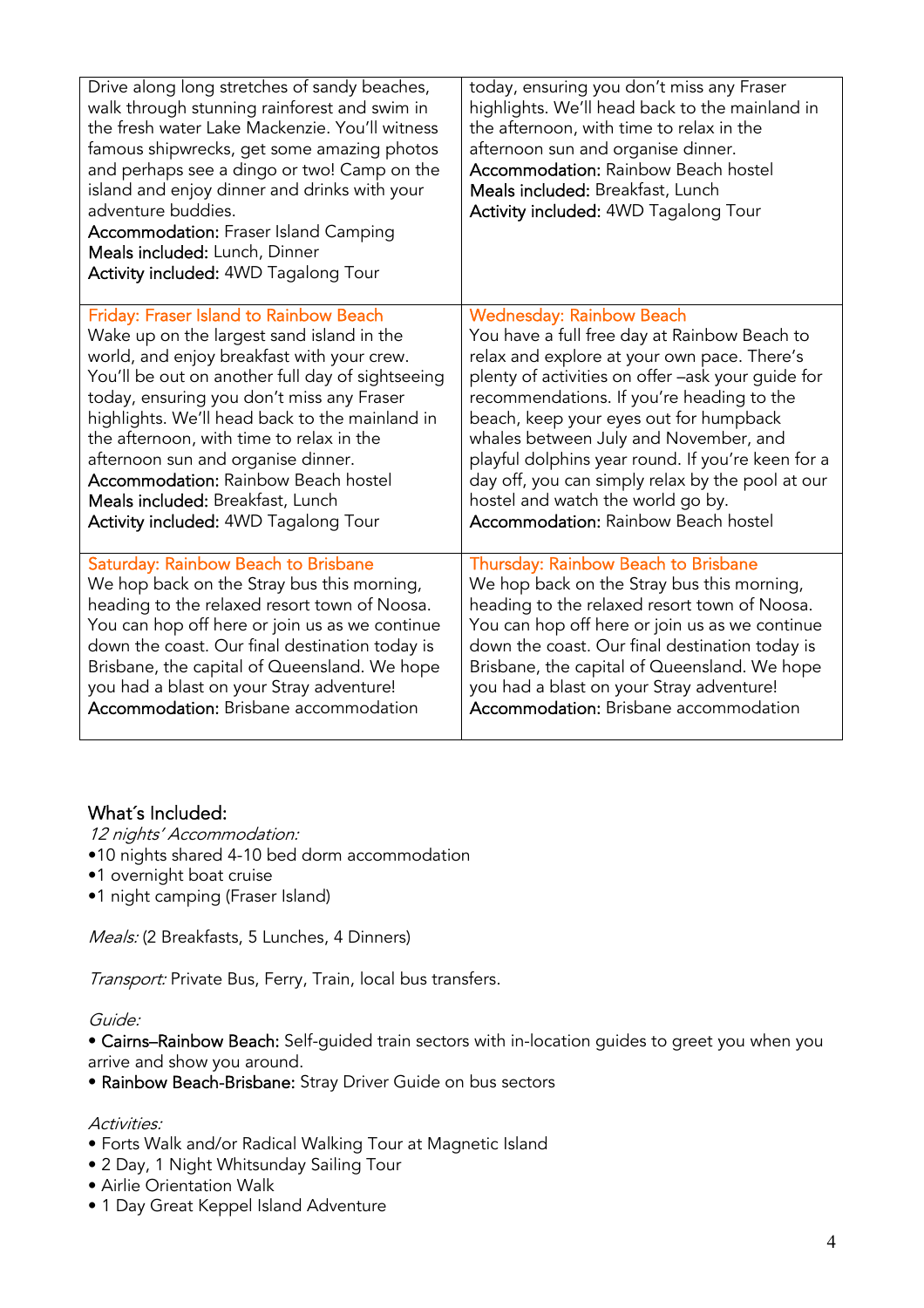| | |
|---|---|
| Drive along long stretches of sandy beaches, walk through stunning rainforest and swim in the fresh water Lake Mackenzie. You'll witness famous shipwrecks, get some amazing photos and perhaps see a dingo or two! Camp on the island and enjoy dinner and drinks with your adventure buddies.<br>**Accommodation:** Fraser Island Camping<br>**Meals included:** Lunch, Dinner<br>**Activity included:** 4WD Tagalong Tour | today, ensuring you don't miss any Fraser highlights. We'll head back to the mainland in the afternoon, with time to relax in the afternoon sun and organise dinner.<br>**Accommodation:** Rainbow Beach hostel<br>**Meals included:** Breakfast, Lunch<br>**Activity included:** 4WD Tagalong Tour |
| **Friday: Fraser Island to Rainbow Beach**<br>Wake up on the largest sand island in the world, and enjoy breakfast with your crew. You'll be out on another full day of sightseeing today, ensuring you don't miss any Fraser highlights. We'll head back to the mainland in the afternoon, with time to relax in the afternoon sun and organise dinner.<br>**Accommodation:** Rainbow Beach hostel<br>**Meals included:** Breakfast, Lunch<br>**Activity included:** 4WD Tagalong Tour | **Wednesday: Rainbow Beach**<br>You have a full free day at Rainbow Beach to relax and explore at your own pace. There's plenty of activities on offer –ask your guide for recommendations. If you're heading to the beach, keep your eyes out for humpback whales between July and November, and playful dolphins year round. If you're keen for a day off, you can simply relax by the pool at our hostel and watch the world go by.<br>**Accommodation:** Rainbow Beach hostel |
| **Saturday: Rainbow Beach to Brisbane**<br>We hop back on the Stray bus this morning, heading to the relaxed resort town of Noosa. You can hop off here or join us as we continue down the coast. Our final destination today is Brisbane, the capital of Queensland. We hope you had a blast on your Stray adventure!<br>**Accommodation:** Brisbane accommodation | **Thursday: Rainbow Beach to Brisbane**<br>We hop back on the Stray bus this morning, heading to the relaxed resort town of Noosa. You can hop off here or join us as we continue down the coast. Our final destination today is Brisbane, the capital of Queensland. We hope you had a blast on your Stray adventure!<br>**Accommodation:** Brisbane accommodation |

## What´s Included:

*12 nights' Accommodation:*

- 10 nights shared 4-10 bed dorm accommodation
- 1 overnight boat cruise
- 1 night camping (Fraser Island)

*Meals:* (2 Breakfasts, 5 Lunches, 4 Dinners)

*Transport:* Private Bus, Ferry, Train, local bus transfers.

*Guide:*

- **Cairns–Rainbow Beach:** Self-guided train sectors with in-location guides to greet you when you arrive and show you around.
- **Rainbow Beach-Brisbane:** Stray Driver Guide on bus sectors

*Activities:*

- Forts Walk and/or Radical Walking Tour at Magnetic Island
- 2 Day, 1 Night Whitsunday Sailing Tour
- Airlie Orientation Walk
- 1 Day Great Keppel Island Adventure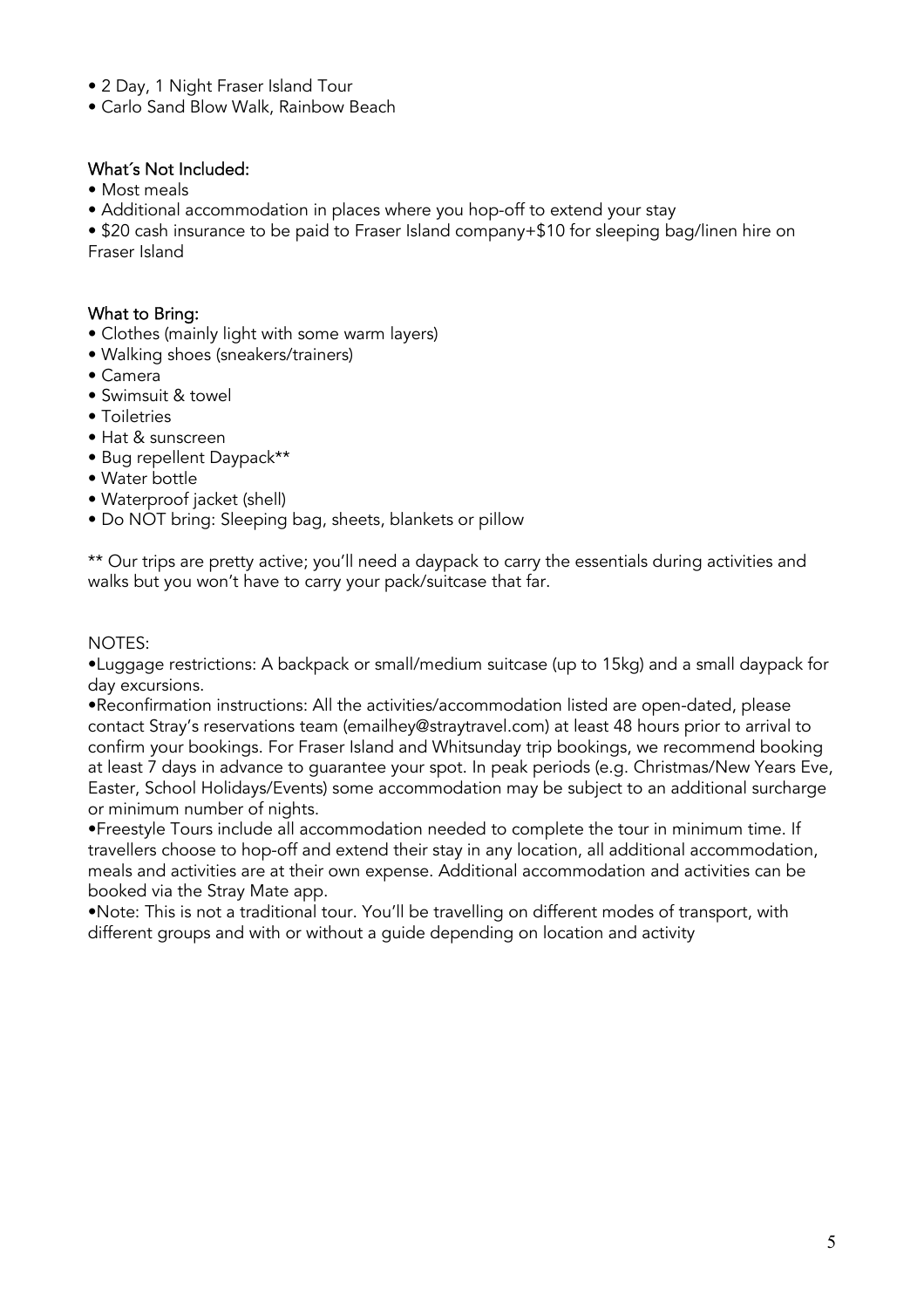- 2 Day, 1 Night Fraser Island Tour
- Carlo Sand Blow Walk, Rainbow Beach

### What´s Not Included:

- Most meals
- Additional accommodation in places where you hop-off to extend your stay
- $20 cash insurance to be paid to Fraser Island company+$10 for sleeping bag/linen hire on Fraser Island

### What to Bring:

- Clothes (mainly light with some warm layers)
- Walking shoes (sneakers/trainers)
- Camera
- Swimsuit & towel
- Toiletries
- Hat & sunscreen
- Bug repellent Daypack**
- Water bottle
- Waterproof jacket (shell)
- Do NOT bring: Sleeping bag, sheets, blankets or pillow

** Our trips are pretty active; you'll need a daypack to carry the essentials during activities and walks but you won't have to carry your pack/suitcase that far.

NOTES:

- Luggage restrictions: A backpack or small/medium suitcase (up to 15kg) and a small daypack for day excursions.
- Reconfirmation instructions: All the activities/accommodation listed are open-dated, please contact Stray's reservations team (emailhey@straytravel.com) at least 48 hours prior to arrival to confirm your bookings. For Fraser Island and Whitsunday trip bookings, we recommend booking at least 7 days in advance to guarantee your spot. In peak periods (e.g. Christmas/New Years Eve, Easter, School Holidays/Events) some accommodation may be subject to an additional surcharge or minimum number of nights.
- Freestyle Tours include all accommodation needed to complete the tour in minimum time. If travellers choose to hop-off and extend their stay in any location, all additional accommodation, meals and activities are at their own expense. Additional accommodation and activities can be booked via the Stray Mate app.
- Note: This is not a traditional tour. You'll be travelling on different modes of transport, with different groups and with or without a guide depending on location and activity